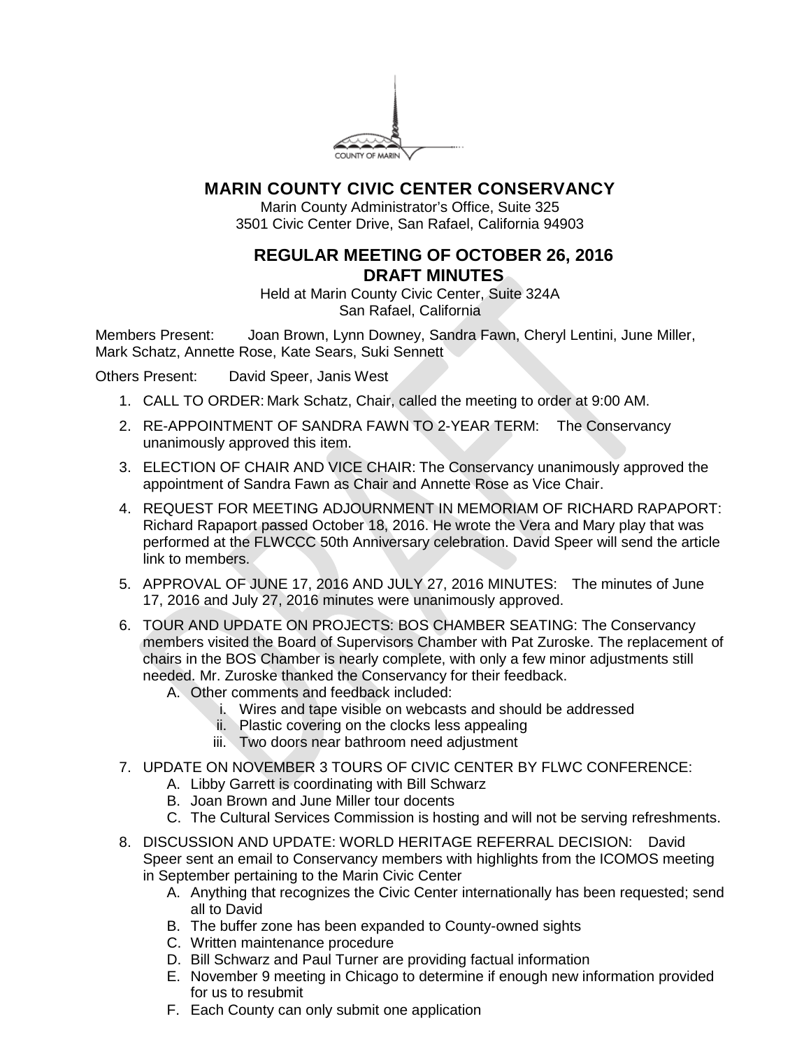# MARIN COUNTY CIVIC CENTER CONSERVANCY

Marin County Administrator's Office, Suite 325
3501 Civic Center Drive, San Rafael, California 94903

## REGULAR MEETING OF OCTOBER 26, 2016
## DRAFT MINUTES

Held at Marin County Civic Center, Suite 324A
San Rafael, California

Members Present: Joan Brown, Lynn Downey, Sandra Fawn, Cheryl Lentini, June Miller, Mark Schatz, Annette Rose, Kate Sears, Suki Sennett

Others Present: David Speer, Janis West

1. CALL TO ORDER: Mark Schatz, Chair, called the meeting to order at 9:00 AM.
2. RE-APPOINTMENT OF SANDRA FAWN TO 2-YEAR TERM: The Conservancy unanimously approved this item.
3. ELECTION OF CHAIR AND VICE CHAIR: The Conservancy unanimously approved the appointment of Sandra Fawn as Chair and Annette Rose as Vice Chair.
4. REQUEST FOR MEETING ADJOURNMENT IN MEMORIAM OF RICHARD RAPAPORT: Richard Rapaport passed October 18, 2016. He wrote the Vera and Mary play that was performed at the FLWCCC 50th Anniversary celebration. David Speer will send the article link to members.
5. APPROVAL OF JUNE 17, 2016 AND JULY 27, 2016 MINUTES: The minutes of June 17, 2016 and July 27, 2016 minutes were unanimously approved.
6. TOUR AND UPDATE ON PROJECTS: BOS CHAMBER SEATING: The Conservancy members visited the Board of Supervisors Chamber with Pat Zuroske. The replacement of chairs in the BOS Chamber is nearly complete, with only a few minor adjustments still needed. Mr. Zuroske thanked the Conservancy for their feedback.
   A. Other comments and feedback included:
      i. Wires and tape visible on webcasts and should be addressed
      ii. Plastic covering on the clocks less appealing
      iii. Two doors near bathroom need adjustment
7. UPDATE ON NOVEMBER 3 TOURS OF CIVIC CENTER BY FLWC CONFERENCE:
   A. Libby Garrett is coordinating with Bill Schwarz
   B. Joan Brown and June Miller tour docents
   C. The Cultural Services Commission is hosting and will not be serving refreshments.
8. DISCUSSION AND UPDATE: WORLD HERITAGE REFERRAL DECISION: David Speer sent an email to Conservancy members with highlights from the ICOMOS meeting in September pertaining to the Marin Civic Center
   A. Anything that recognizes the Civic Center internationally has been requested; send all to David
   B. The buffer zone has been expanded to County-owned sights
   C. Written maintenance procedure
   D. Bill Schwarz and Paul Turner are providing factual information
   E. November 9 meeting in Chicago to determine if enough new information provided for us to resubmit
   F. Each County can only submit one application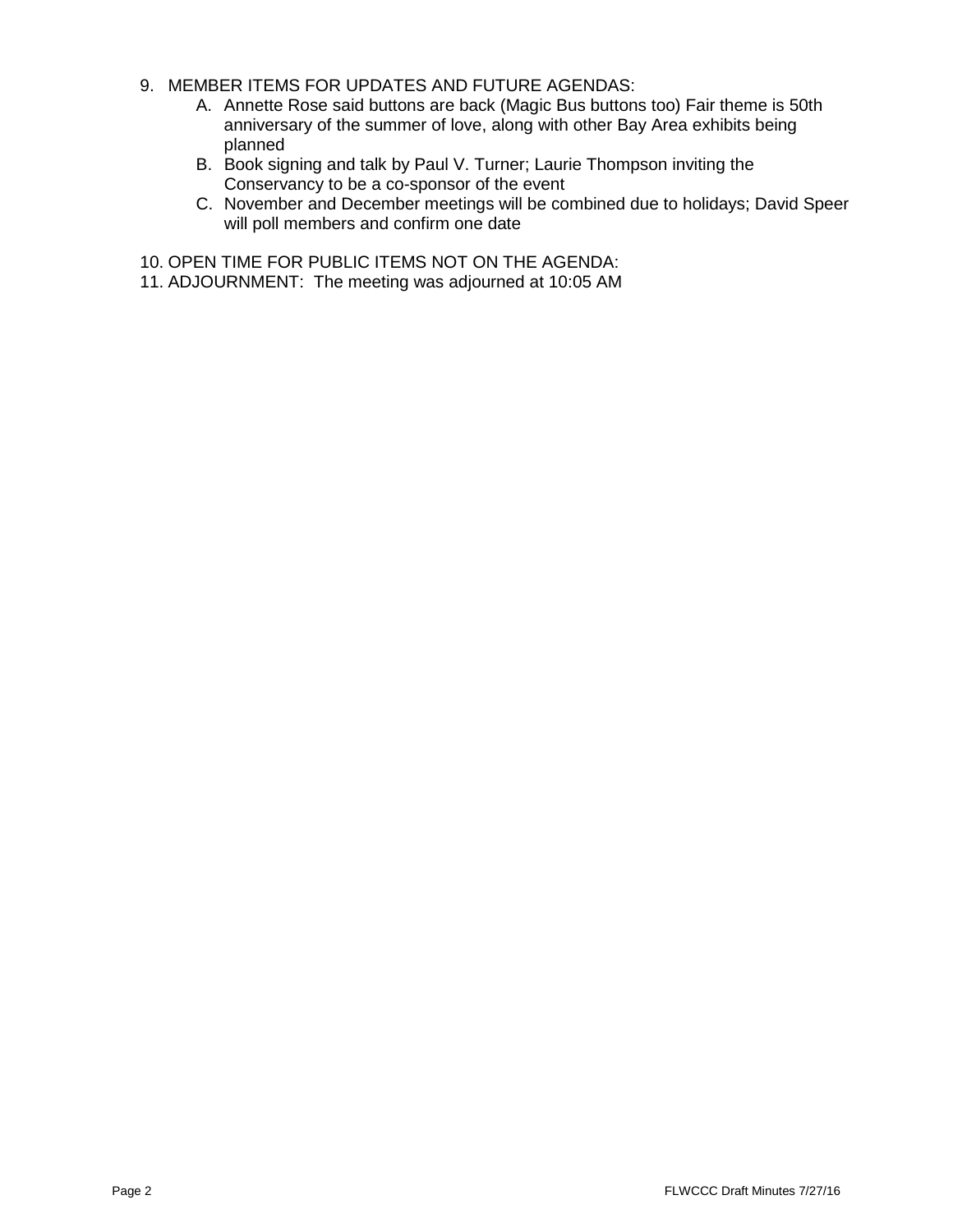9. MEMBER ITEMS FOR UPDATES AND FUTURE AGENDAS:
   A. Annette Rose said buttons are back (Magic Bus buttons too) Fair theme is 50th anniversary of the summer of love, along with other Bay Area exhibits being planned
   B. Book signing and talk by Paul V. Turner; Laurie Thompson inviting the Conservancy to be a co-sponsor of the event
   C. November and December meetings will be combined due to holidays; David Speer will poll members and confirm one date

10. OPEN TIME FOR PUBLIC ITEMS NOT ON THE AGENDA:
11. ADJOURNMENT: The meeting was adjourned at 10:05 AM